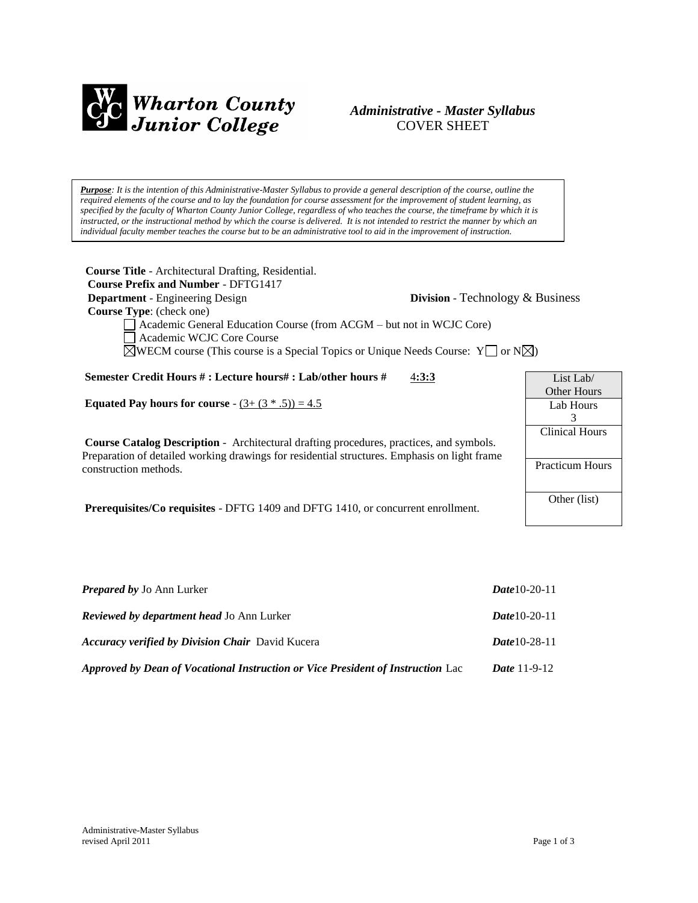Wharton County Junior College

# *Administrative - Master Syllabus*
COVER SHEET

***Purpose**: It is the intention of this Administrative-Master Syllabus to provide a general description of the course, outline the required elements of the course and to lay the foundation for course assessment for the improvement of student learning, as specified by the faculty of Wharton County Junior College, regardless of who teaches the course, the timeframe by which it is instructed, or the instructional method by which the course is delivered. It is not intended to restrict the manner by which an individual faculty member teaches the course but to be an administrative tool to aid in the improvement of instruction.*

**Course Title** - Architectural Drafting, Residential.
**Course Prefix and Number** - DFTG1417
**Department** - Engineering Design **Division** - Technology & Business
**Course Type**: (check one)

- ☐ Academic General Education Course (from ACGM – but not in WCJC Core)
- ☐ Academic WCJC Core Course
- ☒ WECM course (This course is a Special Topics or Unique Needs Course: Y☐ or N☒)

**Semester Credit Hours # : Lecture hours# : Lab/other hours #** 4**:3:3**

**Equated Pay hours for course** - (3+ (3 * .5)) = 4.5

**Course Catalog Description** - Architectural drafting procedures, practices, and symbols. Preparation of detailed working drawings for residential structures. Emphasis on light frame construction methods.

**Prerequisites/Co requisites** - DFTG 1409 and DFTG 1410, or concurrent enrollment.

| List Lab/ Other Hours |
|---|
| Lab Hours 3 |
| Clinical Hours |
| Practicum Hours |
| Other (list) |

***Prepared by*** Jo Ann Lurker ***Date***10-20-11

***Reviewed by department head*** Jo Ann Lurker ***Date***10-20-11

***Accuracy verified by Division Chair*** David Kucera ***Date***10-28-11

***Approved by Dean of Vocational Instruction or Vice President of Instruction*** Lac ***Date*** 11-9-12

Administrative-Master Syllabus
revised April 2011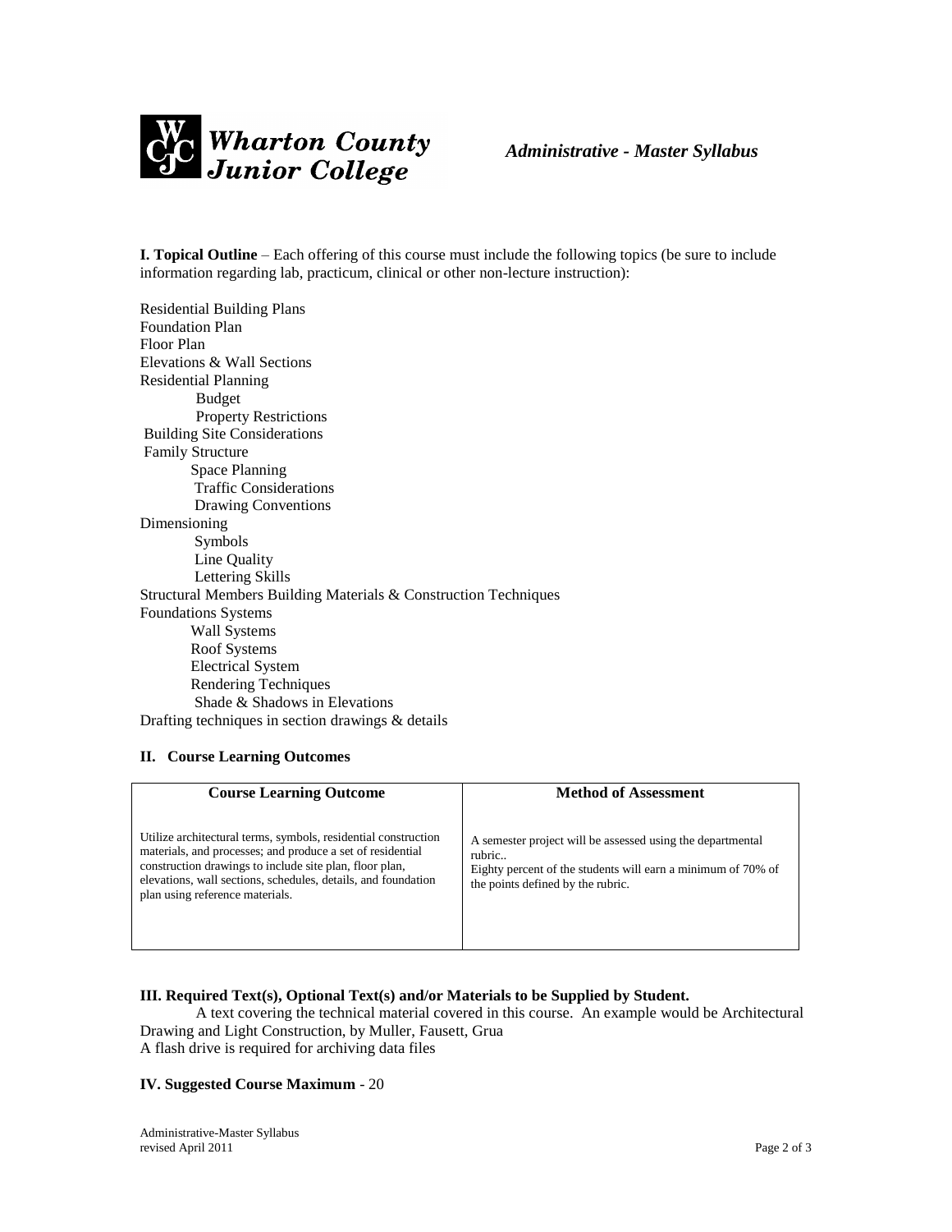**I. Topical Outline** – Each offering of this course must include the following topics (be sure to include information regarding lab, practicum, clinical or other non-lecture instruction):

Residential Building Plans
Foundation Plan
Floor Plan
Elevations & Wall Sections
Residential Planning
    Budget
    Property Restrictions
Building Site Considerations
Family Structure
    Space Planning
    Traffic Considerations
    Drawing Conventions
Dimensioning
    Symbols
    Line Quality
    Lettering Skills
Structural Members Building Materials & Construction Techniques
Foundations Systems
    Wall Systems
    Roof Systems
    Electrical System
    Rendering Techniques
    Shade & Shadows in Elevations
Drafting techniques in section drawings & details

**II. Course Learning Outcomes**

| Course Learning Outcome | Method of Assessment |
|---|---|
| Utilize architectural terms, symbols, residential construction materials, and processes; and produce a set of residential construction drawings to include site plan, floor plan, elevations, wall sections, schedules, details, and foundation plan using reference materials. | A semester project will be assessed using the departmental rubric.. Eighty percent of the students will earn a minimum of 70% of the points defined by the rubric. |

**III. Required Text(s), Optional Text(s) and/or Materials to be Supplied by Student.**

A text covering the technical material covered in this course. An example would be Architectural Drawing and Light Construction, by Muller, Fausett, Grua
A flash drive is required for archiving data files

**IV. Suggested Course Maximum** - 20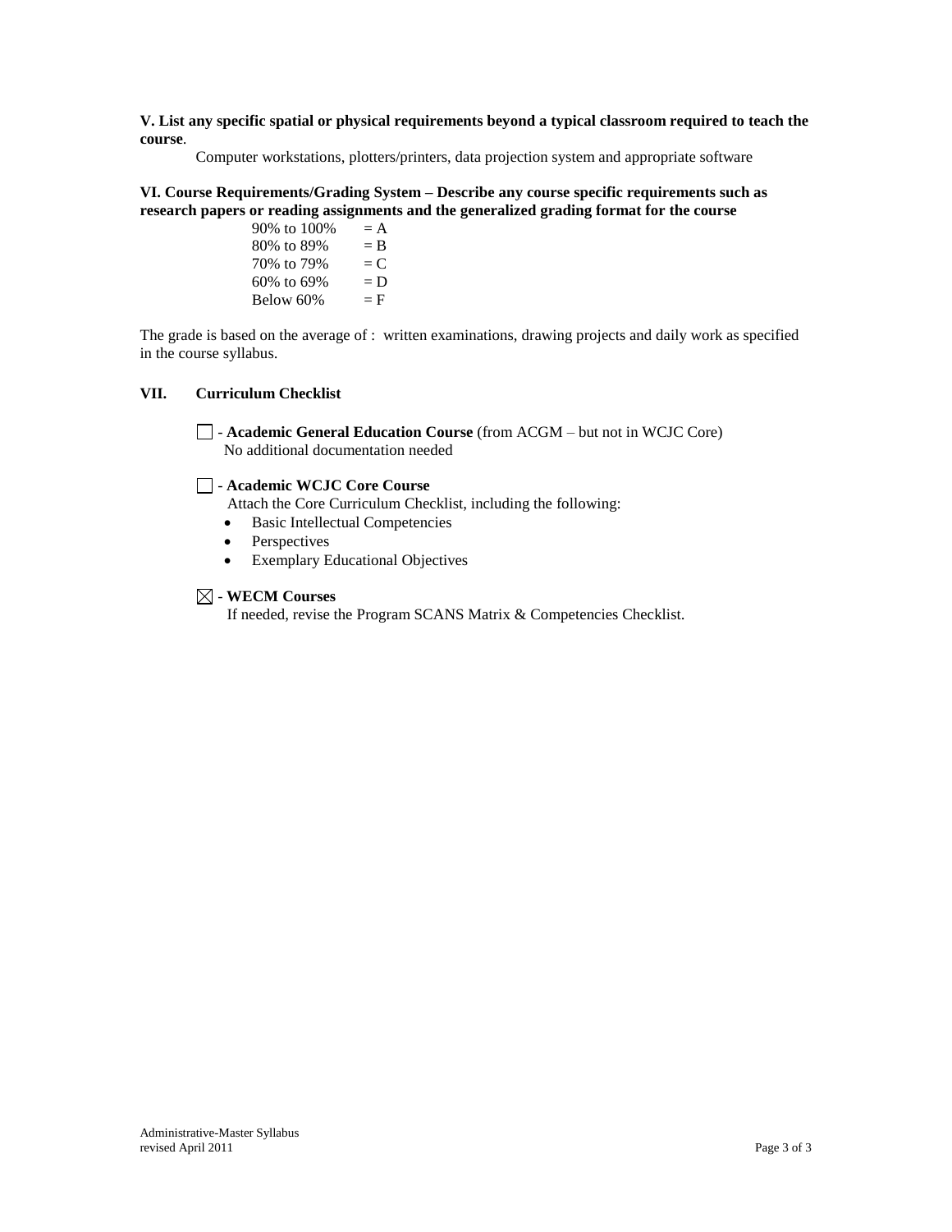**V. List any specific spatial or physical requirements beyond a typical classroom required to teach the course**.

Computer workstations, plotters/printers, data projection system and appropriate software

**VI. Course Requirements/Grading System – Describe any course specific requirements such as research papers or reading assignments and the generalized grading format for the course**

| | |
|---|---|
| 90% to 100% | = A |
| 80% to 89% | = B |
| 70% to 79% | = C |
| 60% to 69% | = D |
| Below 60% | = F |

The grade is based on the average of : written examinations, drawing projects and daily work as specified in the course syllabus.

**VII. Curriculum Checklist**

☐ - **Academic General Education Course** (from ACGM – but not in WCJC Core)
No additional documentation needed

☐ - **Academic WCJC Core Course**
Attach the Core Curriculum Checklist, including the following:

- Basic Intellectual Competencies
- Perspectives
- Exemplary Educational Objectives

☒ - **WECM Courses**
If needed, revise the Program SCANS Matrix & Competencies Checklist.

Administrative-Master Syllabus
revised April 2011